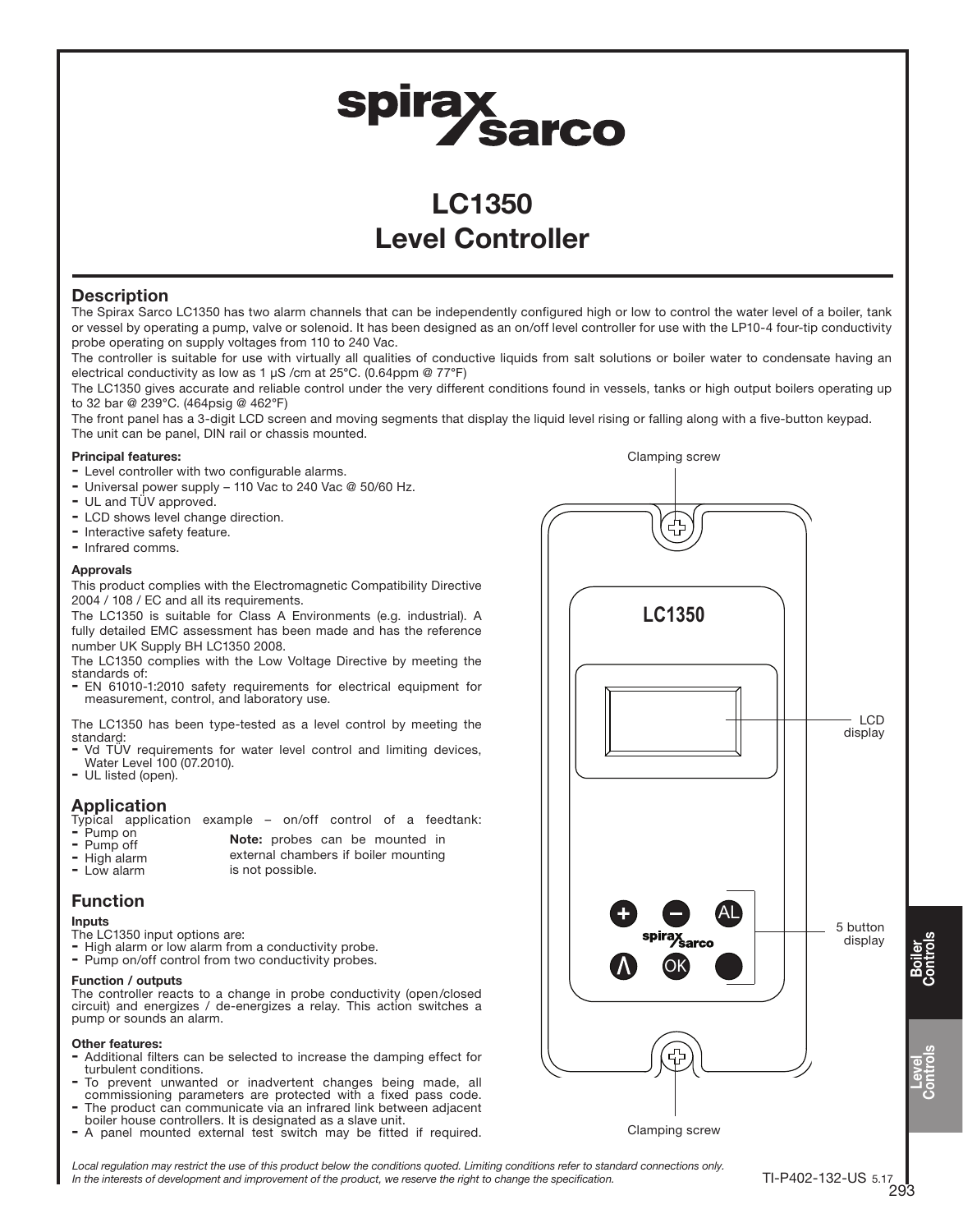# LC1350 Level Controller

## Description

The Spirax Sarco LC1350 has two alarm channels that can be independently configured high or low to control the water level of a boiler, tank or vessel by operating a pump, valve or solenoid. It has been designed as an on/off level controller for use with the LP10-4 four-tip conductivity probe operating on supply voltages from 110 to 240 Vac.

The controller is suitable for use with virtually all qualities of conductive liquids from salt solutions or boiler water to condensate having an electrical conductivity as low as 1 μS /cm at 25°C. (0.64ppm @ 77°F)

The LC1350 gives accurate and reliable control under the very different conditions found in vessels, tanks or high output boilers operating up to 32 bar @ 239°C. (464psig @ 462°F)

The front panel has a 3-digit LCD screen and moving segments that display the liquid level rising or falling along with a five-button keypad. The unit can be panel, DIN rail or chassis mounted.

### Principal features:

- Level controller with two configurable alarms.
- Universal power supply – 110 Vac to 240 Vac @ 50/60 Hz.
- UL and TÜV approved.
- LCD shows level change direction.
- Interactive safety feature.
- Infrared comms.

### Approvals

This product complies with the Electromagnetic Compatibility Directive 2004 / 108 / EC and all its requirements.

The LC1350 is suitable for Class A Environments (e.g. industrial). A fully detailed EMC assessment has been made and has the reference number UK Supply BH LC1350 2008.

The LC1350 complies with the Low Voltage Directive by meeting the standards of:

- EN 61010-1:2010 safety requirements for electrical equipment for measurement, control, and laboratory use.

The LC1350 has been type-tested as a level control by meeting the standard:

- Vd TÜV requirements for water level control and limiting devices, Water Level 100 (07.2010).
- UL listed (open).

## Application

Typical application example – on/off control of a feedtank:

- Pump on
- Pump off
- High alarm
- Low alarm

**Note:** probes can be mounted in external chambers if boiler mounting is not possible.

## Function

### Inputs

The LC1350 input options are:

- High alarm or low alarm from a conductivity probe.
- Pump on/off control from two conductivity probes.

### Function / outputs

The controller reacts to a change in probe conductivity (open/closed circuit) and energizes / de-energizes a relay. This action switches a pump or sounds an alarm.

### Other features:

- Additional filters can be selected to increase the damping effect for turbulent conditions.
- To prevent unwanted or inadvertent changes being made, all commissioning parameters are protected with a fixed pass code.
- The product can communicate via an infrared link between adjacent boiler house controllers. It is designated as a slave unit.
- A panel mounted external test switch may be fitted if required.

Clamping screw

LC1350

LCD display

5 button display

Clamping screw

*Local regulation may restrict the use of this product below the conditions quoted. Limiting conditions refer to standard connections only.*
*In the interests of development and improvement of the product, we reserve the right to change the specification.*

TI-P402-132-US 5.17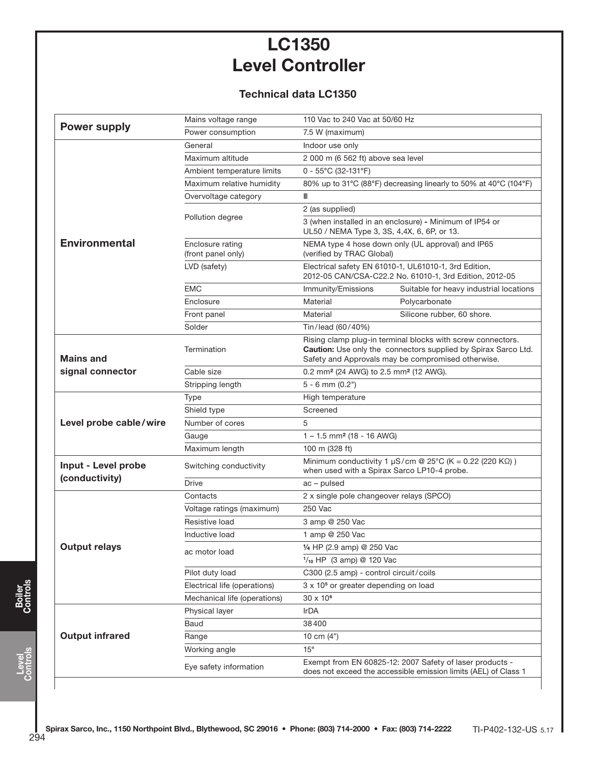# LC1350
# Level Controller

## Technical data LC1350

| | | | |
|---|---|---|---|
| **Power supply** | Mains voltage range | 110 Vac to 240 Vac at 50/60 Hz | |
| | Power consumption | 7.5 W (maximum) | |
| **Environmental** | General | Indoor use only | |
| | Maximum altitude | 2 000 m (6 562 ft) above sea level | |
| | Ambient temperature limits | 0 - 55°C (32-131°F) | |
| | Maximum relative humidity | 80% up to 31°C (88°F) decreasing linearly to 50% at 40°C (104°F) | |
| | Overvoltage category | III | |
| | Pollution degree | 2 (as supplied) | |
| | | 3 (when installed in an enclosure) - Minimum of IP54 or UL50 / NEMA Type 3, 3S, 4,4X, 6, 6P, or 13. | |
| | Enclosure rating (front panel only) | NEMA type 4 hose down only (UL approval) and IP65 (verified by TRAC Global) | |
| | LVD (safety) | Electrical safety EN 61010-1, UL61010-1, 3rd Edition, 2012-05 CAN/CSA-C22.2 No. 61010-1, 3rd Edition, 2012-05 | |
| | EMC | Immunity/Emissions | Suitable for heavy industrial locations |
| | Enclosure | Material | Polycarbonate |
| | Front panel | Material | Silicone rubber, 60 shore. |
| | Solder | Tin/lead (60/40%) | |
| **Mains and signal connector** | Termination | Rising clamp plug-in terminal blocks with screw connectors. **Caution:** Use only the connectors supplied by Spirax Sarco Ltd. Safety and Approvals may be compromised otherwise. | |
| | Cable size | 0.2 mm² (24 AWG) to 2.5 mm² (12 AWG). | |
| | Stripping length | 5 - 6 mm (0.2") | |
| **Level probe cable/wire** | Type | High temperature | |
| | Shield type | Screened | |
| | Number of cores | 5 | |
| | Gauge | 1 – 1.5 mm² (18 - 16 AWG) | |
| | Maximum length | 100 m (328 ft) | |
| **Input - Level probe (conductivity)** | Switching conductivity | Minimum conductivity 1 μS/cm @ 25°C (K = 0.22 (220 KΩ) ) when used with a Spirax Sarco LP10-4 probe. | |
| | Drive | ac – pulsed | |
| **Output relays** | Contacts | 2 x single pole changeover relays (SPCO) | |
| | Voltage ratings (maximum) | 250 Vac | |
| | Resistive load | 3 amp @ 250 Vac | |
| | Inductive load | 1 amp @ 250 Vac | |
| | ac motor load | ¼ HP (2.9 amp) @ 250 Vac | |
| | | 1/10 HP (3 amp) @ 120 Vac | |
| | Pilot duty load | C300 (2.5 amp) - control circuit/coils | |
| | Electrical life (operations) | 3 x $10^5$ or greater depending on load | |
| | Mechanical life (operations) | 30 x $10^6$ | |
| **Output infrared** | Physical layer | IrDA | |
| | Baud | 38400 | |
| | Range | 10 cm (4") | |
| | Working angle | 15° | |
| | Eye safety information | Exempt from EN 60825-12: 2007 Safety of laser products - does not exceed the accessible emission limits (AEL) of Class 1 | |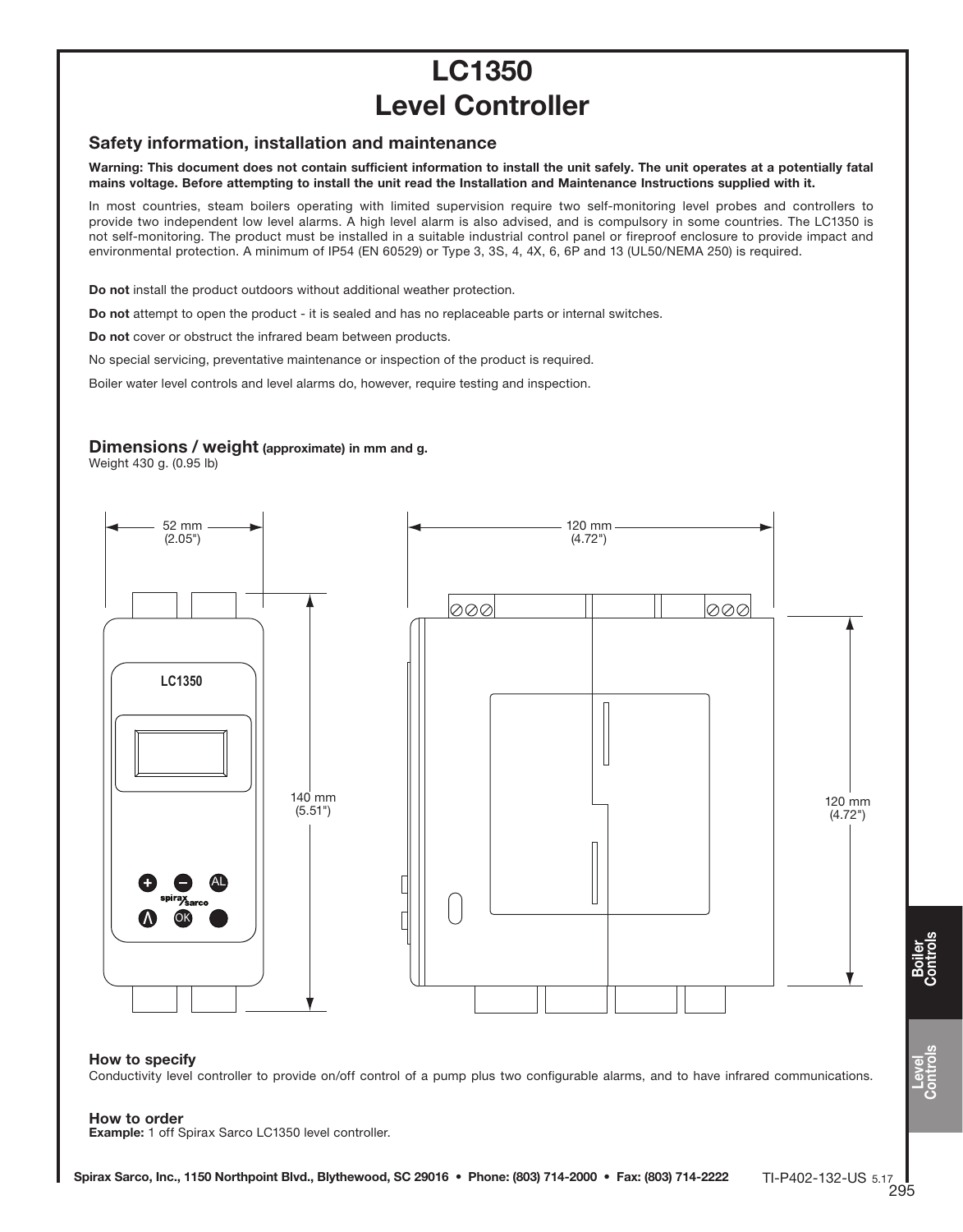# LC1350 Level Controller

## Safety information, installation and maintenance

**Warning: This document does not contain sufficient information to install the unit safely. The unit operates at a potentially fatal mains voltage. Before attempting to install the unit read the Installation and Maintenance Instructions supplied with it.**

In most countries, steam boilers operating with limited supervision require two self-monitoring level probes and controllers to provide two independent low level alarms. A high level alarm is also advised, and is compulsory in some countries. The LC1350 is not self-monitoring. The product must be installed in a suitable industrial control panel or fireproof enclosure to provide impact and environmental protection. A minimum of IP54 (EN 60529) or Type 3, 3S, 4, 4X, 6, 6P and 13 (UL50/NEMA 250) is required.

**Do not** install the product outdoors without additional weather protection.

**Do not** attempt to open the product - it is sealed and has no replaceable parts or internal switches.

**Do not** cover or obstruct the infrared beam between products.

No special servicing, preventative maintenance or inspection of the product is required.

Boiler water level controls and level alarms do, however, require testing and inspection.

## Dimensions / weight (approximate) in mm and g.

Weight 430 g. (0.95 lb)

52 mm (2.05")

140 mm (5.51")

LC1350

AL

OK

spirax sarco

120 mm (4.72")

120 mm (4.72")

### How to specify

Conductivity level controller to provide on/off control of a pump plus two configurable alarms, and to have infrared communications.

### How to order

**Example:** 1 off Spirax Sarco LC1350 level controller.

Spirax Sarco, Inc., 1150 Northpoint Blvd., Blythewood, SC 29016 • Phone: (803) 714-2000 • Fax: (803) 714-2222

TI-P402-132-US 5.17